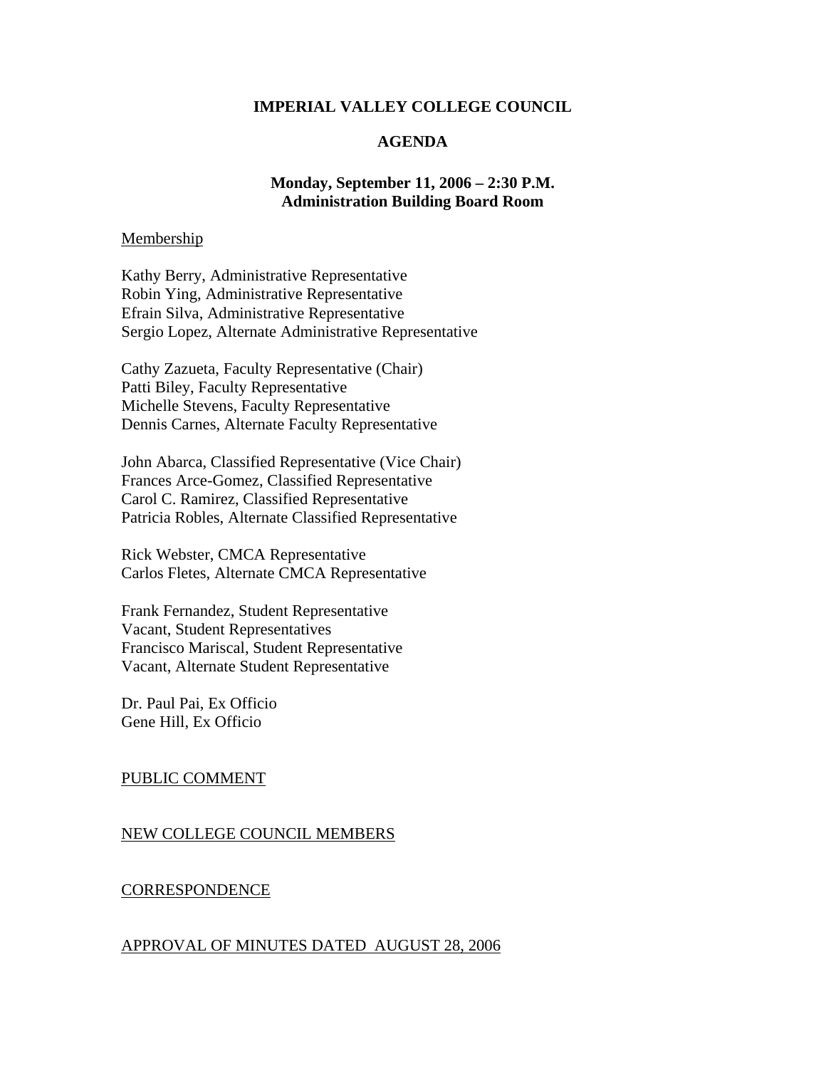# IMPERIAL VALLEY COLLEGE COUNCIL

## AGENDA

**Monday, September 11, 2006 – 2:30 P.M.**
**Administration Building Board Room**

Membership

Kathy Berry, Administrative Representative
Robin Ying, Administrative Representative
Efrain Silva, Administrative Representative
Sergio Lopez, Alternate Administrative Representative

Cathy Zazueta, Faculty Representative (Chair)
Patti Biley, Faculty Representative
Michelle Stevens, Faculty Representative
Dennis Carnes, Alternate Faculty Representative

John Abarca, Classified Representative (Vice Chair)
Frances Arce-Gomez, Classified Representative
Carol C. Ramirez, Classified Representative
Patricia Robles, Alternate Classified Representative

Rick Webster, CMCA Representative
Carlos Fletes, Alternate CMCA Representative

Frank Fernandez, Student Representative
Vacant, Student Representatives
Francisco Mariscal, Student Representative
Vacant, Alternate Student Representative

Dr. Paul Pai, Ex Officio
Gene Hill, Ex Officio

PUBLIC COMMENT

NEW COLLEGE COUNCIL MEMBERS

CORRESPONDENCE

APPROVAL OF MINUTES DATED AUGUST 28, 2006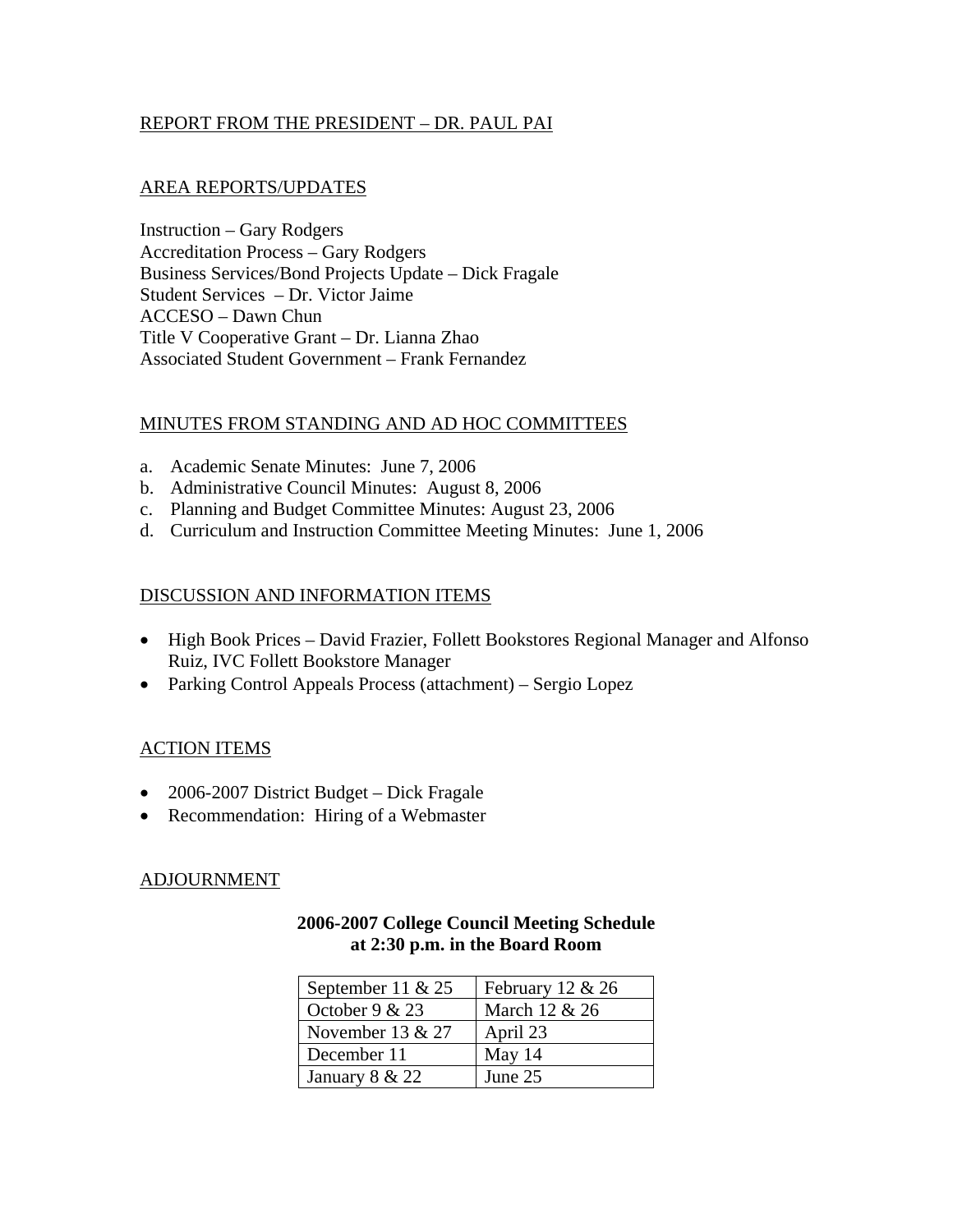## REPORT FROM THE PRESIDENT – DR. PAUL PAI

## AREA REPORTS/UPDATES

Instruction – Gary Rodgers
Accreditation Process – Gary Rodgers
Business Services/Bond Projects Update – Dick Fragale
Student Services – Dr. Victor Jaime
ACCESO – Dawn Chun
Title V Cooperative Grant – Dr. Lianna Zhao
Associated Student Government – Frank Fernandez

## MINUTES FROM STANDING AND AD HOC COMMITTEES

a. Academic Senate Minutes: June 7, 2006
b. Administrative Council Minutes: August 8, 2006
c. Planning and Budget Committee Minutes: August 23, 2006
d. Curriculum and Instruction Committee Meeting Minutes: June 1, 2006

## DISCUSSION AND INFORMATION ITEMS

- High Book Prices – David Frazier, Follett Bookstores Regional Manager and Alfonso Ruiz, IVC Follett Bookstore Manager
- Parking Control Appeals Process (attachment) – Sergio Lopez

## ACTION ITEMS

- 2006-2007 District Budget – Dick Fragale
- Recommendation: Hiring of a Webmaster

## ADJOURNMENT

**2006-2007 College Council Meeting Schedule at 2:30 p.m. in the Board Room**

| | |
|---|---|
| September 11 & 25 | February 12 & 26 |
| October 9 & 23 | March 12 & 26 |
| November 13 & 27 | April 23 |
| December 11 | May 14 |
| January 8 & 22 | June 25 |